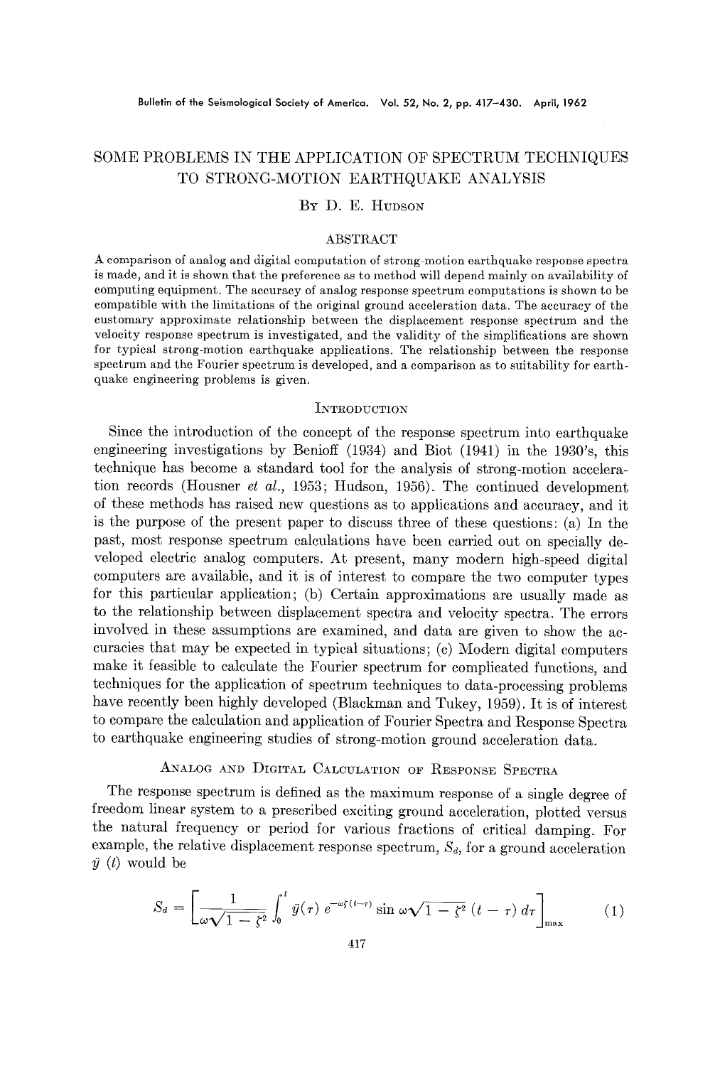# SOME PROBLEMS IN THE APPLICATION OF SPECTRUM TECHNIQUES TO STRONG-MOTION EARTHQUAKE ANALYSIS

By D. E. Hudson

## ABSTRACT

A comparison of analog and digital computation of strong-motion earthquake response spectra is made, and it is shown that the preference as to method will depend mainly on availability of computing equipment. The accuracy of analog response spectrum computations is shown to be compatible with the limitations of the original ground acceleration data. The accuracy of the customary approximate relationship between the displacement response spectrum and the velocity response spectrum is investigated, and the validity of the simplifications are shown for typical strong-motion earthquake applications. The relationship between the response spectrum and the Fourier spectrum is developed, and a comparison as to suitability for earthquake engineering problems is given.

## Introduction

Since the introduction of the concept of the response spectrum into earthquake engineering investigations by Benioff (1934) and Biot (1941) in the 1930's, this technique has become a standard tool for the analysis of strong-motion acceleration records (Housner *et al.*, 1953; Hudson, 1956). The continued development of these methods has raised new questions as to applications and accuracy, and it is the purpose of the present paper to discuss three of these questions: (a) In the past, most response spectrum calculations have been carried out on specially developed electric analog computers. At present, many modern high-speed digital computers are available, and it is of interest to compare the two computer types for this particular application; (b) Certain approximations are usually made as to the relationship between displacement spectra and velocity spectra. The errors involved in these assumptions are examined, and data are given to show the accuracies that may be expected in typical situations; (c) Modern digital computers make it feasible to calculate the Fourier spectrum for complicated functions, and techniques for the application of spectrum techniques to data-processing problems have recently been highly developed (Blackman and Tukey, 1959). It is of interest to compare the calculation and application of Fourier Spectra and Response Spectra to earthquake engineering studies of strong-motion ground acceleration data.

## Analog and Digital Calculation of Response Spectra

The response spectrum is defined as the maximum response of a single degree of freedom linear system to a prescribed exciting ground acceleration, plotted versus the natural frequency or period for various fractions of critical damping. For example, the relative displacement response spectrum, $S_d$, for a ground acceleration $\ddot{y}(t)$ would be

$$S_d = \left[ \frac{1}{\omega\sqrt{1 - \zeta^2}} \int_0^t \ddot{y}(\tau)\, e^{-\omega\zeta(t-\tau)} \sin \omega\sqrt{1 - \zeta^2}\,(t - \tau)\, d\tau \right]_{\max} \qquad (1)$$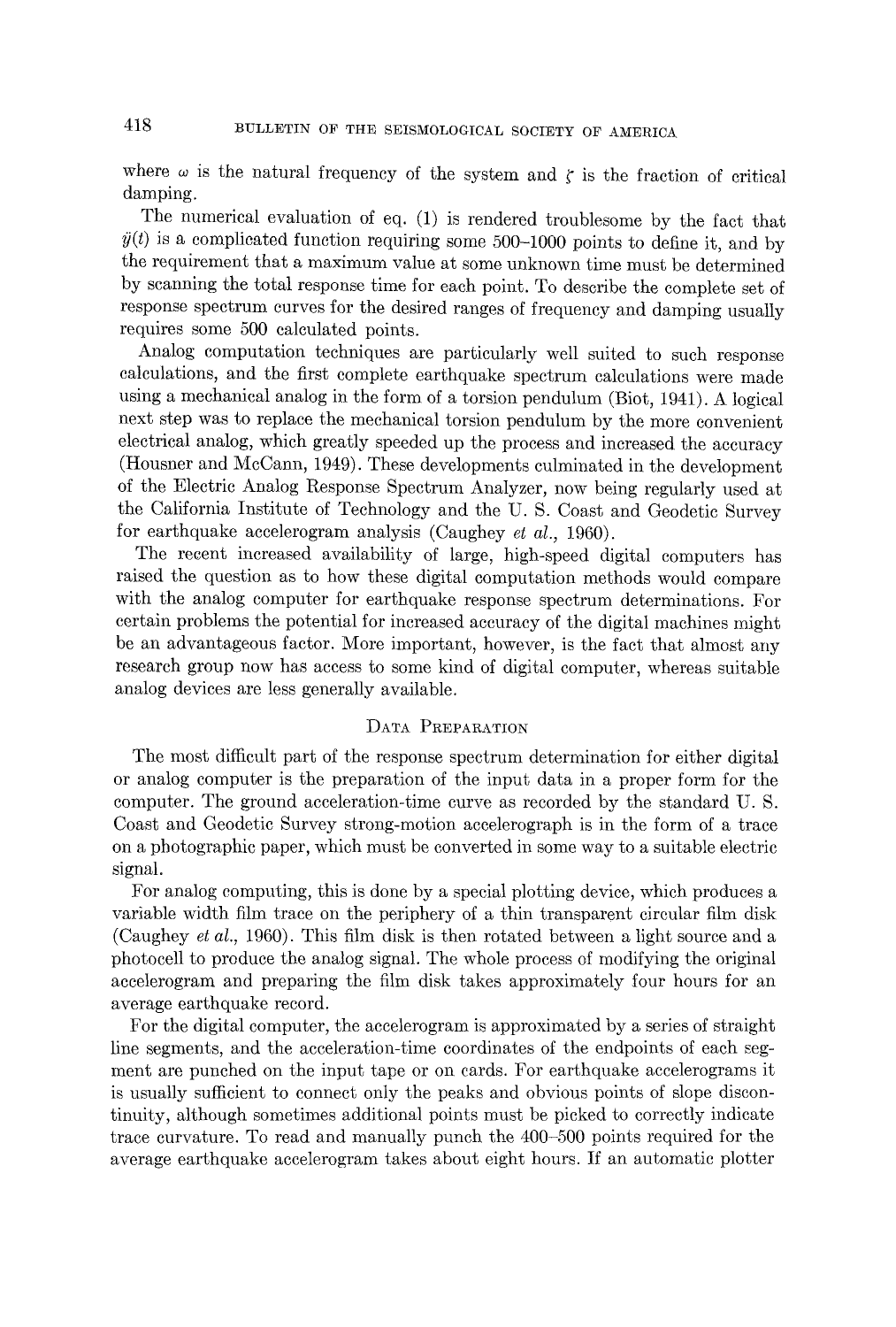where $\omega$ is the natural frequency of the system and $\zeta$ is the fraction of critical damping.

The numerical evaluation of eq. (1) is rendered troublesome by the fact that $\ddot{y}(t)$ is a complicated function requiring some 500–1000 points to define it, and by the requirement that a maximum value at some unknown time must be determined by scanning the total response time for each point. To describe the complete set of response spectrum curves for the desired ranges of frequency and damping usually requires some 500 calculated points.

Analog computation techniques are particularly well suited to such response calculations, and the first complete earthquake spectrum calculations were made using a mechanical analog in the form of a torsion pendulum (Biot, 1941). A logical next step was to replace the mechanical torsion pendulum by the more convenient electrical analog, which greatly speeded up the process and increased the accuracy (Housner and McCann, 1949). These developments culminated in the development of the Electric Analog Response Spectrum Analyzer, now being regularly used at the California Institute of Technology and the U. S. Coast and Geodetic Survey for earthquake accelerogram analysis (Caughey *et al.*, 1960).

The recent increased availability of large, high-speed digital computers has raised the question as to how these digital computation methods would compare with the analog computer for earthquake response spectrum determinations. For certain problems the potential for increased accuracy of the digital machines might be an advantageous factor. More important, however, is the fact that almost any research group now has access to some kind of digital computer, whereas suitable analog devices are less generally available.

## Data Preparation

The most difficult part of the response spectrum determination for either digital or analog computer is the preparation of the input data in a proper form for the computer. The ground acceleration-time curve as recorded by the standard U. S. Coast and Geodetic Survey strong-motion accelerograph is in the form of a trace on a photographic paper, which must be converted in some way to a suitable electric signal.

For analog computing, this is done by a special plotting device, which produces a variable width film trace on the periphery of a thin transparent circular film disk (Caughey *et al.*, 1960). This film disk is then rotated between a light source and a photocell to produce the analog signal. The whole process of modifying the original accelerogram and preparing the film disk takes approximately four hours for an average earthquake record.

For the digital computer, the accelerogram is approximated by a series of straight line segments, and the acceleration-time coordinates of the endpoints of each segment are punched on the input tape or on cards. For earthquake accelerograms it is usually sufficient to connect only the peaks and obvious points of slope discontinuity, although sometimes additional points must be picked to correctly indicate trace curvature. To read and manually punch the 400–500 points required for the average earthquake accelerogram takes about eight hours. If an automatic plotter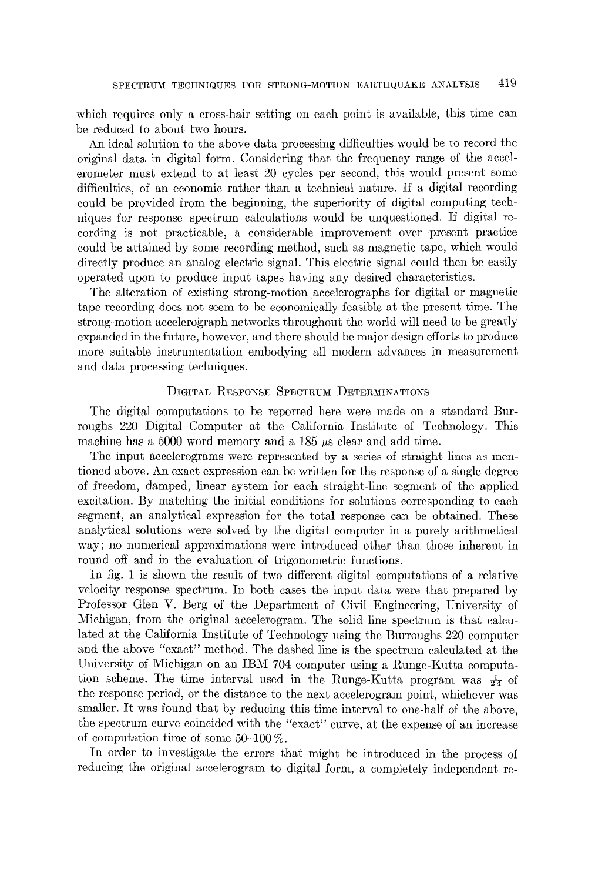which requires only a cross-hair setting on each point is available, this time can be reduced to about two hours.

An ideal solution to the above data processing difficulties would be to record the original data in digital form. Considering that the frequency range of the accelerometer must extend to at least 20 cycles per second, this would present some difficulties, of an economic rather than a technical nature. If a digital recording could be provided from the beginning, the superiority of digital computing techniques for response spectrum calculations would be unquestioned. If digital recording is not practicable, a considerable improvement over present practice could be attained by some recording method, such as magnetic tape, which would directly produce an analog electric signal. This electric signal could then be easily operated upon to produce input tapes having any desired characteristics.

The alteration of existing strong-motion accelerographs for digital or magnetic tape recording does not seem to be economically feasible at the present time. The strong-motion accelerograph networks throughout the world will need to be greatly expanded in the future, however, and there should be major design efforts to produce more suitable instrumentation embodying all modern advances in measurement and data processing techniques.

## Digital Response Spectrum Determinations

The digital computations to be reported here were made on a standard Burroughs 220 Digital Computer at the California Institute of Technology. This machine has a 5000 word memory and a 185 $\mu$s clear and add time.

The input accelerograms were represented by a series of straight lines as mentioned above. An exact expression can be written for the response of a single degree of freedom, damped, linear system for each straight-line segment of the applied excitation. By matching the initial conditions for solutions corresponding to each segment, an analytical expression for the total response can be obtained. These analytical solutions were solved by the digital computer in a purely arithmetical way; no numerical approximations were introduced other than those inherent in round off and in the evaluation of trigonometric functions.

In fig. 1 is shown the result of two different digital computations of a relative velocity response spectrum. In both cases the input data were that prepared by Professor Glen V. Berg of the Department of Civil Engineering, University of Michigan, from the original accelerogram. The solid line spectrum is that calculated at the California Institute of Technology using the Burroughs 220 computer and the above "exact" method. The dashed line is the spectrum calculated at the University of Michigan on an IBM 704 computer using a Runge-Kutta computation scheme. The time interval used in the Runge-Kutta program was $\frac{1}{24}$ of the response period, or the distance to the next accelerogram point, whichever was smaller. It was found that by reducing this time interval to one-half of the above, the spectrum curve coincided with the "exact" curve, at the expense of an increase of computation time of some 50–100%.

In order to investigate the errors that might be introduced in the process of reducing the original accelerogram to digital form, a completely independent re-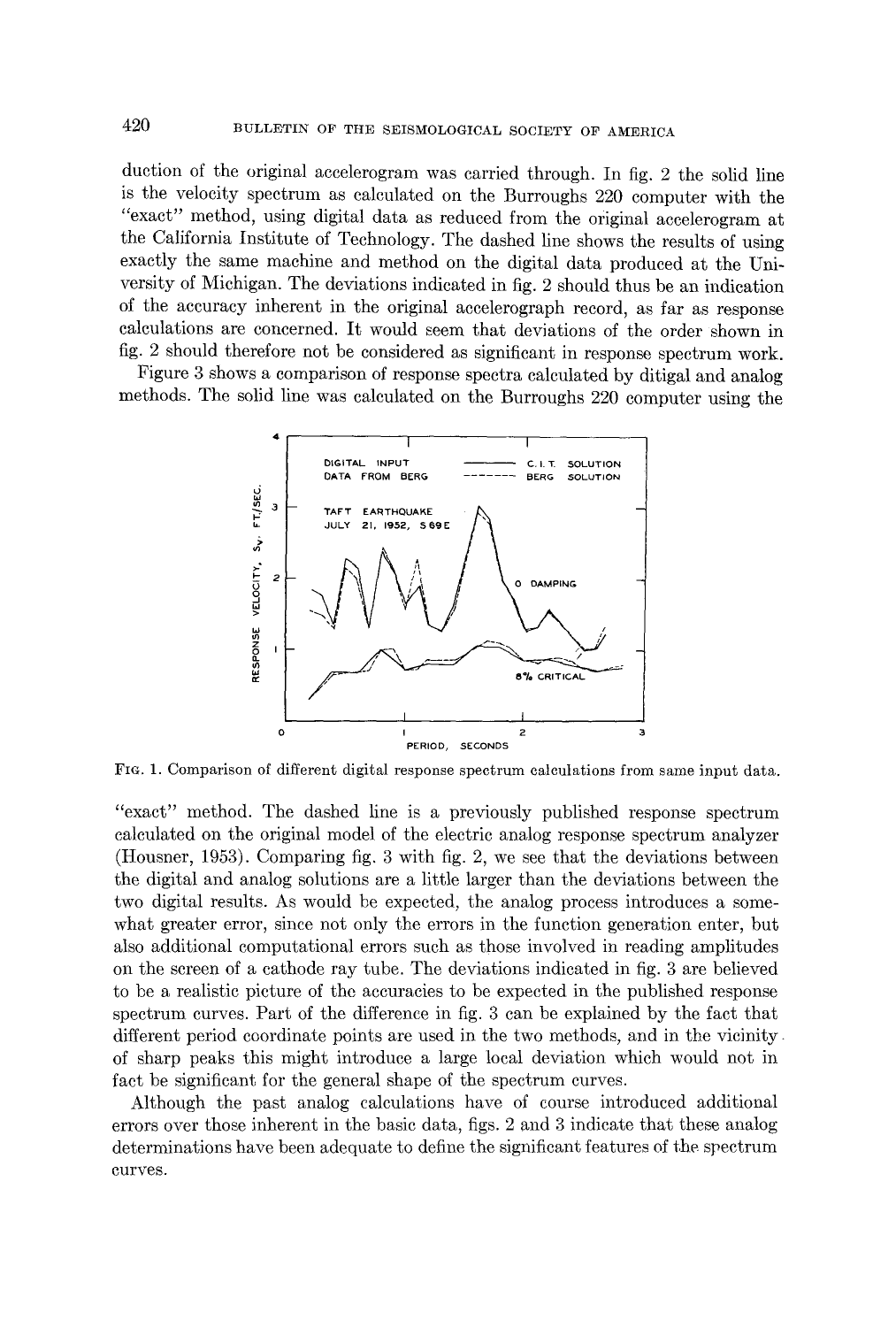duction of the original accelerogram was carried through. In fig. 2 the solid line is the velocity spectrum as calculated on the Burroughs 220 computer with the "exact" method, using digital data as reduced from the original accelerogram at the California Institute of Technology. The dashed line shows the results of using exactly the same machine and method on the digital data produced at the University of Michigan. The deviations indicated in fig. 2 should thus be an indication of the accuracy inherent in the original accelerograph record, as far as response calculations are concerned. It would seem that deviations of the order shown in fig. 2 should therefore not be considered as significant in response spectrum work.

Figure 3 shows a comparison of response spectra calculated by ditigal and analog methods. The solid line was calculated on the Burroughs 220 computer using the

FIG. 1. Comparison of different digital response spectrum calculations from same input data.

"exact" method. The dashed line is a previously published response spectrum calculated on the original model of the electric analog response spectrum analyzer (Housner, 1953). Comparing fig. 3 with fig. 2, we see that the deviations between the digital and analog solutions are a little larger than the deviations between the two digital results. As would be expected, the analog process introduces a somewhat greater error, since not only the errors in the function generation enter, but also additional computational errors such as those involved in reading amplitudes on the screen of a cathode ray tube. The deviations indicated in fig. 3 are believed to be a realistic picture of the accuracies to be expected in the published response spectrum curves. Part of the difference in fig. 3 can be explained by the fact that different period coordinate points are used in the two methods, and in the vicinity of sharp peaks this might introduce a large local deviation which would not in fact be significant for the general shape of the spectrum curves.

Although the past analog calculations have of course introduced additional errors over those inherent in the basic data, figs. 2 and 3 indicate that these analog determinations have been adequate to define the significant features of the spectrum curves.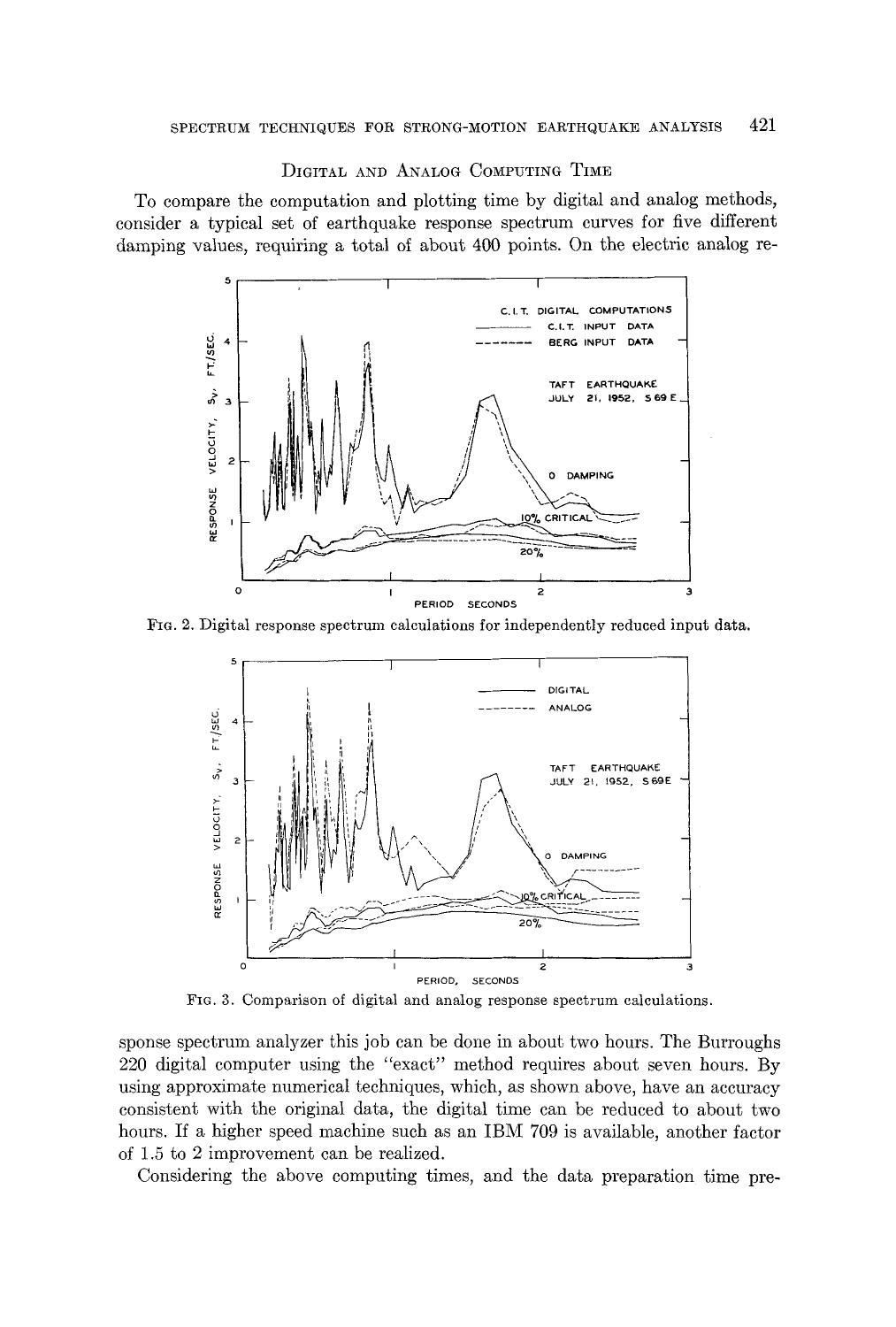## Digital and Analog Computing Time

To compare the computation and plotting time by digital and analog methods, consider a typical set of earthquake response spectrum curves for five different damping values, requiring a total of about 400 points. On the electric analog response spectrum analyzer this job can be done in about two hours. The Burroughs 220 digital computer using the "exact" method requires about seven hours. By using approximate numerical techniques, which, as shown above, have an accuracy consistent with the original data, the digital time can be reduced to about two hours. If a higher speed machine such as an IBM 709 is available, another factor of 1.5 to 2 improvement can be realized.

Fig. 2. Digital response spectrum calculations for independently reduced input data.

Fig. 3. Comparison of digital and analog response spectrum calculations.

Considering the above computing times, and the data preparation time pre-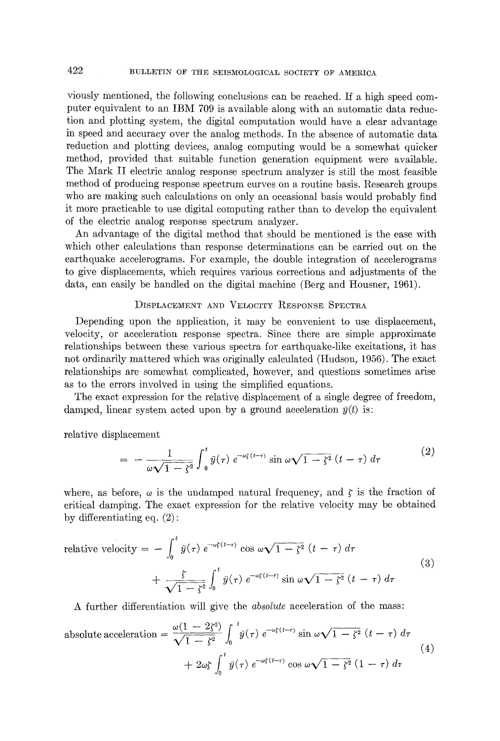viously mentioned, the following conclusions can be reached. If a high speed computer equivalent to an IBM 709 is available along with an automatic data reduction and plotting system, the digital computation would have a clear advantage in speed and accuracy over the analog methods. In the absence of automatic data reduction and plotting devices, analog computing would be a somewhat quicker method, provided that suitable function generation equipment were available. The Mark II electric analog response spectrum analyzer is still the most feasible method of producing response spectrum curves on a routine basis. Research groups who are making such calculations on only an occasional basis would probably find it more practicable to use digital computing rather than to develop the equivalent of the electric analog response spectrum analyzer.

An advantage of the digital method that should be mentioned is the ease with which other calculations than response determinations can be carried out on the earthquake accelerograms. For example, the double integration of accelerograms to give displacements, which requires various corrections and adjustments of the data, can easily be handled on the digital machine (Berg and Housner, 1961).

## Displacement and Velocity Response Spectra

Depending upon the application, it may be convenient to use displacement, velocity, or acceleration response spectra. Since there are simple approximate relationships between these various spectra for earthquake-like excitations, it has not ordinarily mattered which was originally calculated (Hudson, 1956). The exact relationships are somewhat complicated, however, and questions sometimes arise as to the errors involved in using the simplified equations.

The exact expression for the relative displacement of a single degree of freedom, damped, linear system acted upon by a ground acceleration $\ddot{y}(t)$ is:

relative displacement

$$= -\frac{1}{\omega\sqrt{1-\zeta^2}} \int_0^t \ddot{y}(\tau)\, e^{-\omega\zeta(t-\tau)} \sin \omega\sqrt{1-\zeta^2}\,(t-\tau)\, d\tau \tag{2}$$

where, as before, $\omega$ is the undamped natural frequency, and $\zeta$ is the fraction of critical damping. The exact expression for the relative velocity may be obtained by differentiating eq. (2):

$$\text{relative velocity} = -\int_0^t \ddot{y}(\tau)\, e^{-\omega\zeta(t-\tau)} \cos \omega\sqrt{1-\zeta^2}\,(t-\tau)\, d\tau + \frac{\zeta}{\sqrt{1-\zeta^2}} \int_0^t \ddot{y}(\tau)\, e^{-\omega\zeta(t-\tau)} \sin \omega\sqrt{1-\zeta^2}\,(t-\tau)\, d\tau \tag{3}$$

A further differentiation will give the *absolute* acceleration of the mass:

$$\text{absolute acceleration} = \frac{\omega(1-2\zeta^2)}{\sqrt{1-\zeta^2}} \int_0^t \ddot{y}(\tau)\, e^{-\omega\zeta(t-\tau)} \sin \omega\sqrt{1-\zeta^2}\,(t-\tau)\, d\tau + 2\omega\zeta \int_0^t \ddot{y}(\tau)\, e^{-\omega\zeta(t-\tau)} \cos \omega\sqrt{1-\zeta^2}\,(1-\tau)\, d\tau \tag{4}$$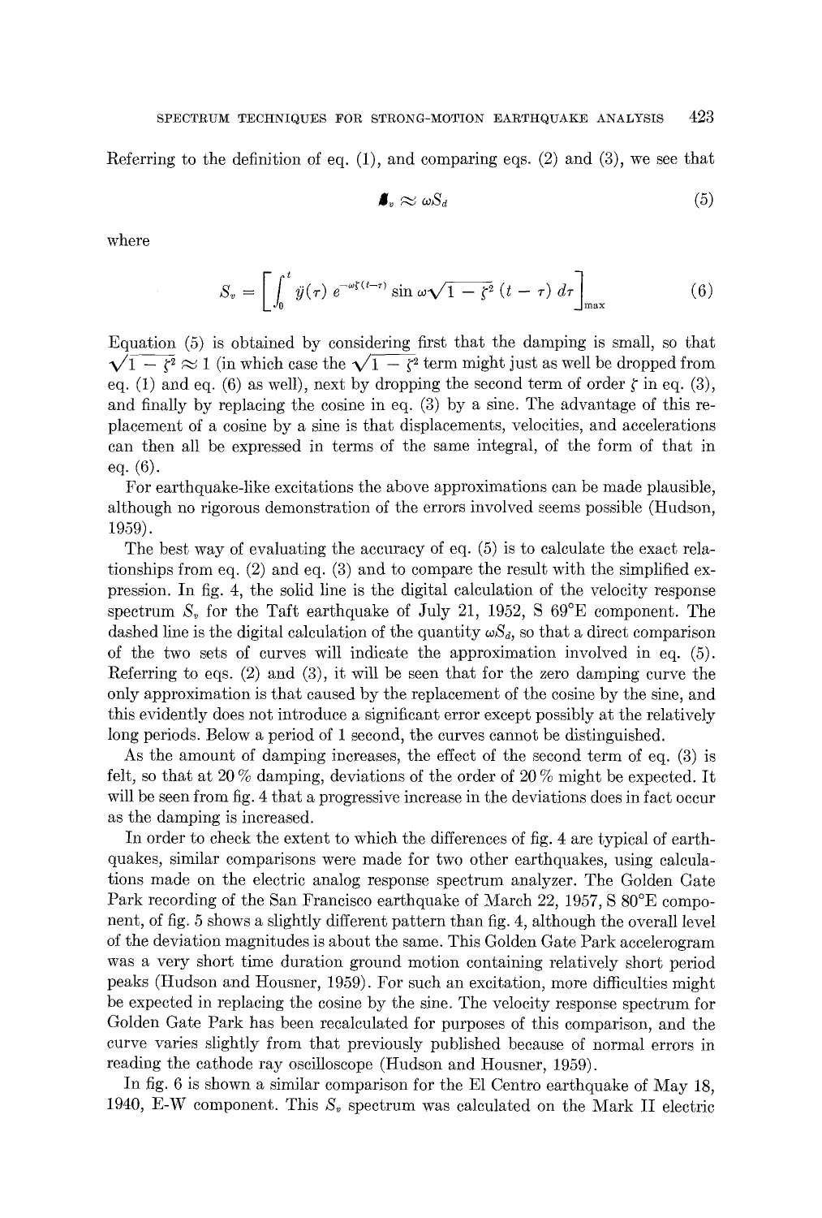Referring to the definition of eq. (1), and comparing eqs. (2) and (3), we see that

$$S_v \approx \omega S_d \tag{5}$$

where

$$S_v = \left[ \int_0^t \ddot{y}(\tau)\, e^{-\omega\zeta(t-\tau)} \sin \omega\sqrt{1-\zeta^2}\,(t-\tau)\, d\tau \right]_{\max} \tag{6}$$

Equation (5) is obtained by considering first that the damping is small, so that $\sqrt{1-\zeta^2} \approx 1$ (in which case the $\sqrt{1-\zeta^2}$ term might just as well be dropped from eq. (1) and eq. (6) as well), next by dropping the second term of order $\zeta$ in eq. (3), and finally by replacing the cosine in eq. (3) by a sine. The advantage of this replacement of a cosine by a sine is that displacements, velocities, and accelerations can then all be expressed in terms of the same integral, of the form of that in eq. (6).

For earthquake-like excitations the above approximations can be made plausible, although no rigorous demonstration of the errors involved seems possible (Hudson, 1959).

The best way of evaluating the accuracy of eq. (5) is to calculate the exact relationships from eq. (2) and eq. (3) and to compare the result with the simplified expression. In fig. 4, the solid line is the digital calculation of the velocity response spectrum $S_v$ for the Taft earthquake of July 21, 1952, S 69°E component. The dashed line is the digital calculation of the quantity $\omega S_d$, so that a direct comparison of the two sets of curves will indicate the approximation involved in eq. (5). Referring to eqs. (2) and (3), it will be seen that for the zero damping curve the only approximation is that caused by the replacement of the cosine by the sine, and this evidently does not introduce a significant error except possibly at the relatively long periods. Below a period of 1 second, the curves cannot be distinguished.

As the amount of damping increases, the effect of the second term of eq. (3) is felt, so that at 20 % damping, deviations of the order of 20 % might be expected. It will be seen from fig. 4 that a progressive increase in the deviations does in fact occur as the damping is increased.

In order to check the extent to which the differences of fig. 4 are typical of earthquakes, similar comparisons were made for two other earthquakes, using calculations made on the electric analog response spectrum analyzer. The Golden Gate Park recording of the San Francisco earthquake of March 22, 1957, S 80°E component, of fig. 5 shows a slightly different pattern than fig. 4, although the overall level of the deviation magnitudes is about the same. This Golden Gate Park accelerogram was a very short time duration ground motion containing relatively short period peaks (Hudson and Housner, 1959). For such an excitation, more difficulties might be expected in replacing the cosine by the sine. The velocity response spectrum for Golden Gate Park has been recalculated for purposes of this comparison, and the curve varies slightly from that previously published because of normal errors in reading the cathode ray oscilloscope (Hudson and Housner, 1959).

In fig. 6 is shown a similar comparison for the El Centro earthquake of May 18, 1940, E-W component. This $S_v$ spectrum was calculated on the Mark II electric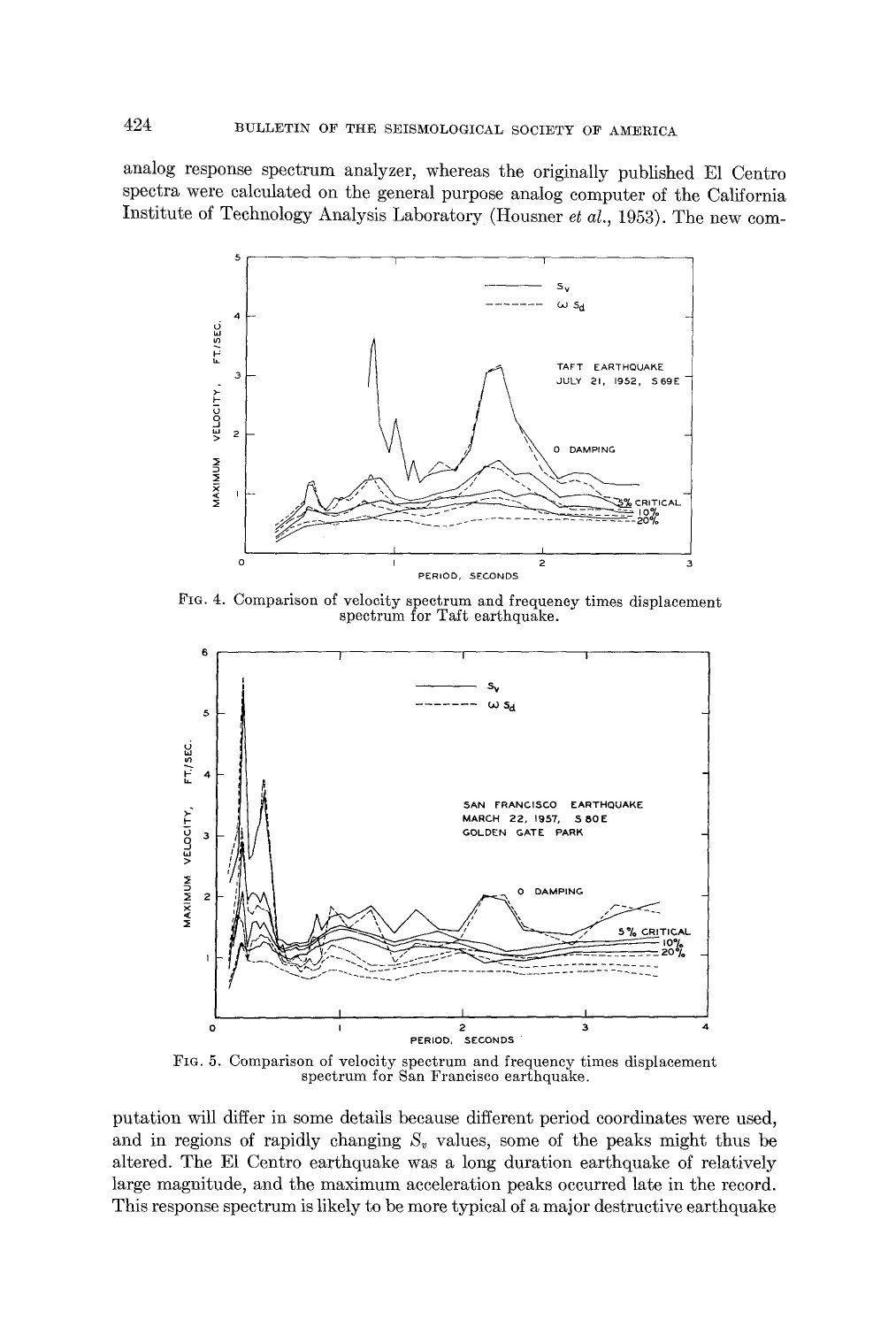analog response spectrum analyzer, whereas the originally published El Centro spectra were calculated on the general purpose analog computer of the California Institute of Technology Analysis Laboratory (Housner *et al.*, 1953). The new com-

FIG. 4. Comparison of velocity spectrum and frequency times displacement spectrum for Taft earthquake.

FIG. 5. Comparison of velocity spectrum and frequency times displacement spectrum for San Francisco earthquake.

putation will differ in some details because different period coordinates were used, and in regions of rapidly changing $S_v$ values, some of the peaks might thus be altered. The El Centro earthquake was a long duration earthquake of relatively large magnitude, and the maximum acceleration peaks occurred late in the record. This response spectrum is likely to be more typical of a major destructive earthquake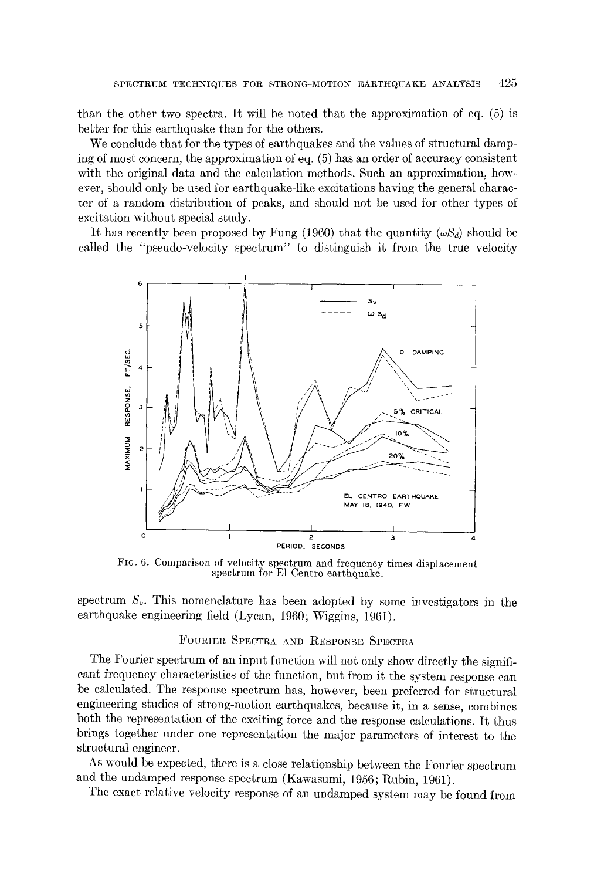than the other two spectra. It will be noted that the approximation of eq. (5) is better for this earthquake than for the others.

We conclude that for the types of earthquakes and the values of structural damping of most concern, the approximation of eq. (5) has an order of accuracy consistent with the original data and the calculation methods. Such an approximation, however, should only be used for earthquake-like excitations having the general character of a random distribution of peaks, and should not be used for other types of excitation without special study.

It has recently been proposed by Fung (1960) that the quantity ($\omega S_d$) should be called the "pseudo-velocity spectrum" to distinguish it from the true velocity spectrum $S_v$. This nomenclature has been adopted by some investigators in the earthquake engineering field (Lycan, 1960; Wiggins, 1961).

Fig. 6. Comparison of velocity spectrum and frequency times displacement spectrum for El Centro earthquake.

## Fourier Spectra and Response Spectra

The Fourier spectrum of an input function will not only show directly the significant frequency characteristics of the function, but from it the system response can be calculated. The response spectrum has, however, been preferred for structural engineering studies of strong-motion earthquakes, because it, in a sense, combines both the representation of the exciting force and the response calculations. It thus brings together under one representation the major parameters of interest to the structural engineer.

As would be expected, there is a close relationship between the Fourier spectrum and the undamped response spectrum (Kawasumi, 1956; Rubin, 1961).

The exact relative velocity response of an undamped system may be found from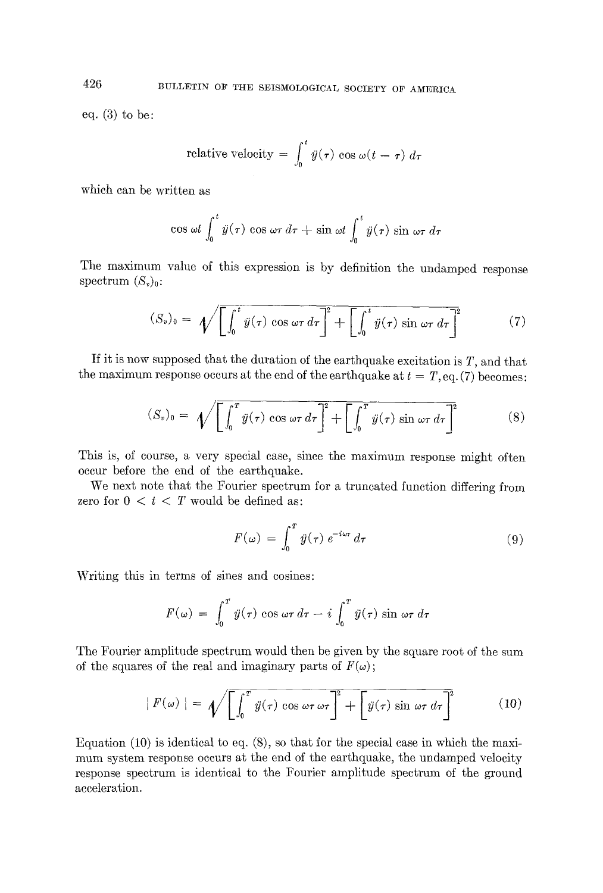eq. (3) to be:

$$\text{relative velocity} = \int_0^t \ddot{y}(\tau) \cos \omega(t - \tau) \, d\tau$$

which can be written as

$$\cos \omega t \int_0^t \ddot{y}(\tau) \cos \omega\tau \, d\tau + \sin \omega t \int_0^t \ddot{y}(\tau) \sin \omega\tau \, d\tau$$

The maximum value of this expression is by definition the undamped response spectrum $(S_v)_0$:

$$(S_v)_0 = \sqrt{\left[\int_0^t \ddot{y}(\tau) \cos \omega\tau \, d\tau\right]^2 + \left[\int_0^t \ddot{y}(\tau) \sin \omega\tau \, d\tau\right]^2} \tag{7}$$

If it is now supposed that the duration of the earthquake excitation is $T$, and that the maximum response occurs at the end of the earthquake at $t = T$, eq. (7) becomes:

$$(S_v)_0 = \sqrt{\left[\int_0^T \ddot{y}(\tau) \cos \omega\tau \, d\tau\right]^2 + \left[\int_0^T \ddot{y}(\tau) \sin \omega\tau \, d\tau\right]^2} \tag{8}$$

This is, of course, a very special case, since the maximum response might often occur before the end of the earthquake.

We next note that the Fourier spectrum for a truncated function differing from zero for $0 < t < T$ would be defined as:

$$F(\omega) = \int_0^T \ddot{y}(\tau) e^{-i\omega\tau} \, d\tau \tag{9}$$

Writing this in terms of sines and cosines:

$$F(\omega) = \int_0^T \ddot{y}(\tau) \cos \omega\tau \, d\tau - i \int_0^T \ddot{y}(\tau) \sin \omega\tau \, d\tau$$

The Fourier amplitude spectrum would then be given by the square root of the sum of the squares of the real and imaginary parts of $F(\omega)$;

$$|F(\omega)| = \sqrt{\left[\int_0^T \ddot{y}(\tau) \cos \omega\tau \, \omega\tau\right]^2 + \left[\ddot{y}(\tau) \sin \omega\tau \, d\tau\right]^2} \tag{10}$$

Equation (10) is identical to eq. (8), so that for the special case in which the maximum system response occurs at the end of the earthquake, the undamped velocity response spectrum is identical to the Fourier amplitude spectrum of the ground acceleration.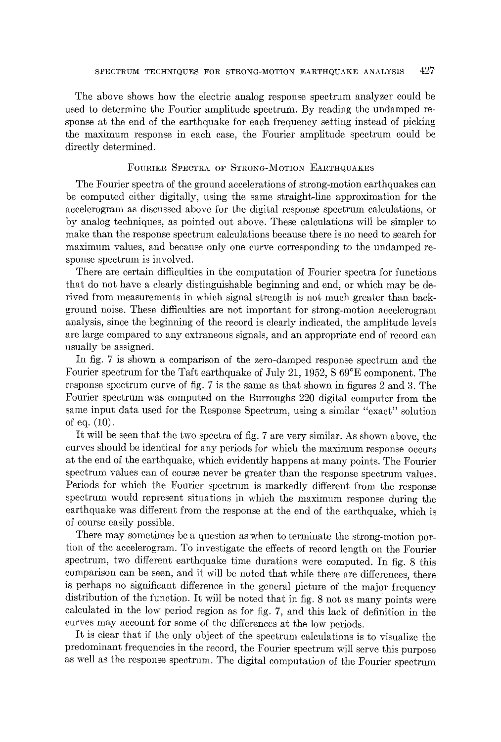The above shows how the electric analog response spectrum analyzer could be used to determine the Fourier amplitude spectrum. By reading the undamped response at the end of the earthquake for each frequency setting instead of picking the maximum response in each case, the Fourier amplitude spectrum could be directly determined.

## Fourier Spectra of Strong-Motion Earthquakes

The Fourier spectra of the ground accelerations of strong-motion earthquakes can be computed either digitally, using the same straight-line approximation for the accelerogram as discussed above for the digital response spectrum calculations, or by analog techniques, as pointed out above. These calculations will be simpler to make than the response spectrum calculations because there is no need to search for maximum values, and because only one curve corresponding to the undamped response spectrum is involved.

There are certain difficulties in the computation of Fourier spectra for functions that do not have a clearly distinguishable beginning and end, or which may be derived from measurements in which signal strength is not much greater than background noise. These difficulties are not important for strong-motion accelerogram analysis, since the beginning of the record is clearly indicated, the amplitude levels are large compared to any extraneous signals, and an appropriate end of record can usually be assigned.

In fig. 7 is shown a comparison of the zero-damped response spectrum and the Fourier spectrum for the Taft earthquake of July 21, 1952, S 69°E component. The response spectrum curve of fig. 7 is the same as that shown in figures 2 and 3. The Fourier spectrum was computed on the Burroughs 220 digital computer from the same input data used for the Response Spectrum, using a similar "exact" solution of eq. (10).

It will be seen that the two spectra of fig. 7 are very similar. As shown above, the curves should be identical for any periods for which the maximum response occurs at the end of the earthquake, which evidently happens at many points. The Fourier spectrum values can of course never be greater than the response spectrum values. Periods for which the Fourier spectrum is markedly different from the response spectrum would represent situations in which the maximum response during the earthquake was different from the response at the end of the earthquake, which is of course easily possible.

There may sometimes be a question as when to terminate the strong-motion portion of the accelerogram. To investigate the effects of record length on the Fourier spectrum, two different earthquake time durations were computed. In fig. 8 this comparison can be seen, and it will be noted that while there are differences, there is perhaps no significant difference in the general picture of the major frequency distribution of the function. It will be noted that in fig. 8 not as many points were calculated in the low period region as for fig. 7, and this lack of definition in the curves may account for some of the differences at the low periods.

It is clear that if the only object of the spectrum calculations is to visualize the predominant frequencies in the record, the Fourier spectrum will serve this purpose as well as the response spectrum. The digital computation of the Fourier spectrum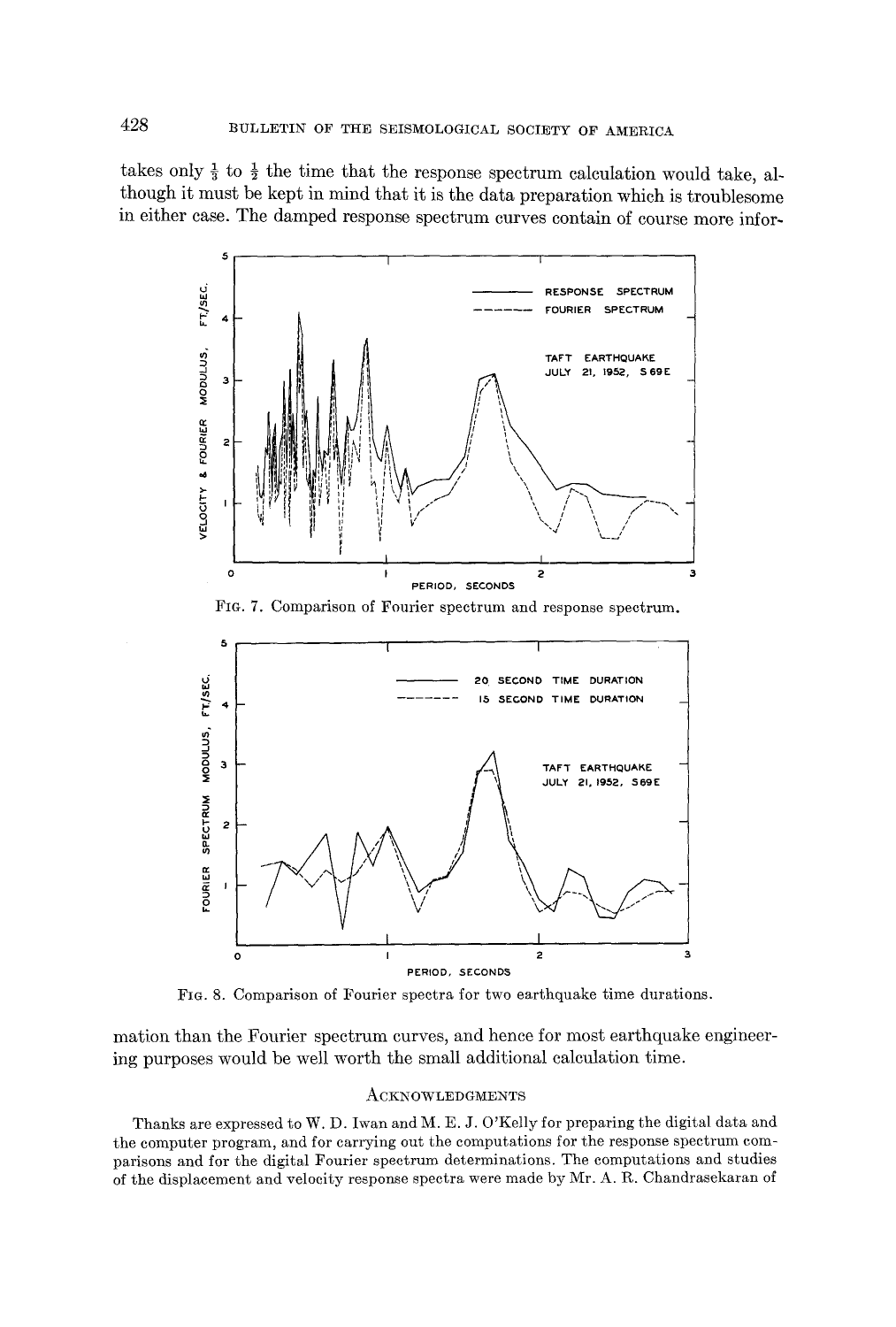takes only $\frac{1}{3}$ to $\frac{1}{2}$ the time that the response spectrum calculation would take, although it must be kept in mind that it is the data preparation which is troublesome in either case. The damped response spectrum curves contain of course more infor-

FIG. 7. Comparison of Fourier spectrum and response spectrum.

FIG. 8. Comparison of Fourier spectra for two earthquake time durations.

mation than the Fourier spectrum curves, and hence for most earthquake engineering purposes would be well worth the small additional calculation time.

## ACKNOWLEDGMENTS

Thanks are expressed to W. D. Iwan and M. E. J. O'Kelly for preparing the digital data and the computer program, and for carrying out the computations for the response spectrum comparisons and for the digital Fourier spectrum determinations. The computations and studies of the displacement and velocity response spectra were made by Mr. A. R. Chandrasekaran of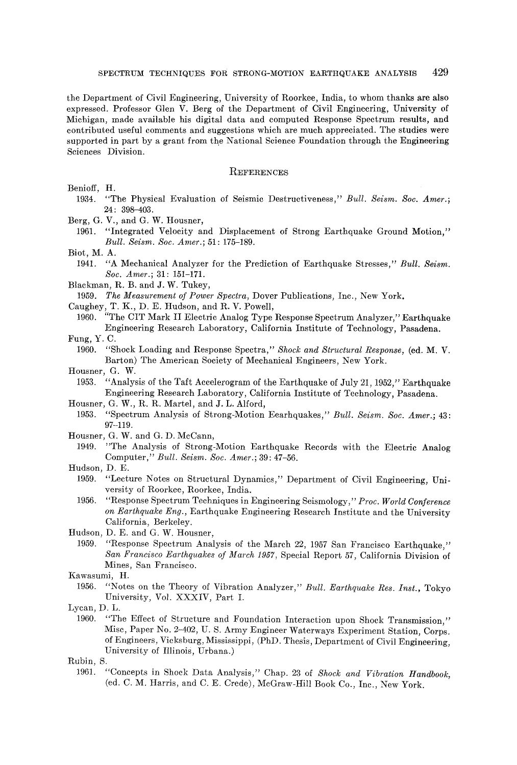the Department of Civil Engineering, University of Roorkee, India, to whom thanks are also expressed. Professor Glen V. Berg of the Department of Civil Engineering, University of Michigan, made available his digital data and computed Response Spectrum results, and contributed useful comments and suggestions which are much appreciated. The studies were supported in part by a grant from the National Science Foundation through the Engineering Sciences Division.

## REFERENCES

Benioff, H.
1934. "The Physical Evaluation of Seismic Destructiveness," *Bull. Seism. Soc. Amer.*; 24: 398–403.

Berg, G. V., and G. W. Housner,
1961. "Integrated Velocity and Displacement of Strong Earthquake Ground Motion," *Bull. Seism. Soc. Amer.*; 51: 175–189.

Biot, M. A.
1941. "A Mechanical Analyzer for the Prediction of Earthquake Stresses," *Bull. Seism. Soc. Amer.*; 31: 151–171.

Blackman, R. B. and J. W. Tukey,
1959. *The Measurement of Power Spectra*, Dover Publications, Inc., New York.

Caughey, T. K., D. E. Hudson, and R. V. Powell,
1960. "The CIT Mark II Electric Analog Type Response Spectrum Analyzer," Earthquake Engineering Research Laboratory, California Institute of Technology, Pasadena.

Fung, Y. C.
1960. "Shock Loading and Response Spectra," *Shock and Structural Response*, (ed. M. V. Barton) The American Society of Mechanical Engineers, New York.

Housner, G. W.
1953. "Analysis of the Taft Accelerogram of the Earthquake of July 21, 1952," Earthquake Engineering Research Laboratory, California Institute of Technology, Pasadena.

Housner, G. W., R. R. Martel, and J. L. Alford,
1953. "Spectrum Analysis of Strong-Motion Eearhquakes," *Bull. Seism. Soc. Amer.*; 43: 97–119.

Housner, G. W. and G. D. McCann,
1949. "The Analysis of Strong-Motion Earthquake Records with the Electric Analog Computer," *Bull. Seism. Soc. Amer.*; 39: 47–56.

Hudson, D. E.
1959. "Lecture Notes on Structural Dynamics," Department of Civil Engineering, University of Roorkee, Roorkee, India.
1956. "Response Spectrum Techniques in Engineering Seismology," *Proc. World Conference on Earthquake Eng.*, Earthquake Engineering Research Institute and the University California, Berkeley.

Hudson, D. E. and G. W. Housner,
1959. "Response Spectrum Analysis of the March 22, 1957 San Francisco Earthquake," *San Francisco Earthquakes of March 1957*, Special Report 57, California Division of Mines, San Francisco.

Kawasumi, H.
1956. "Notes on the Theory of Vibration Analyzer," *Bull. Earthquake Res. Inst.*, Tokyo University, Vol. XXXIV, Part I.

Lycan, D. L.
1960. "The Effect of Structure and Foundation Interaction upon Shock Transmission," Misc, Paper No. 2–402, U. S. Army Engineer Waterways Experiment Station, Corps. of Engineers, Vicksburg, Mississippi, (PhD. Thesis, Department of Civil Engineering, University of Illinois, Urbana.)

Rubin, S.
1961. "Concepts in Shock Data Analysis," Chap. 23 of *Shock and Vibration Handbook*, (ed. C. M. Harris, and C. E. Crede), McGraw-Hill Book Co., Inc., New York.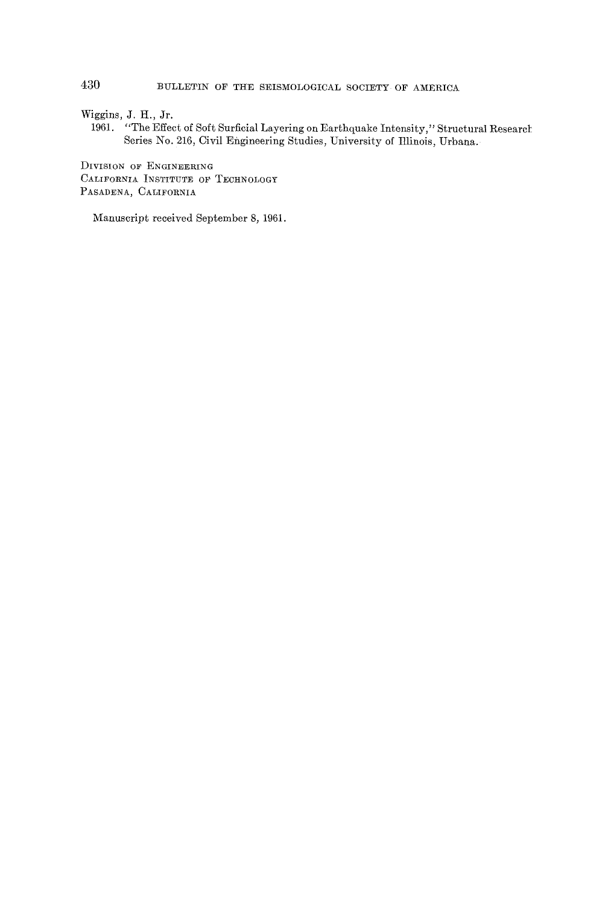Wiggins, J. H., Jr.
1961. "The Effect of Soft Surficial Layering on Earthquake Intensity," Structural Research Series No. 216, Civil Engineering Studies, University of Illinois, Urbana.

Division of Engineering
California Institute of Technology
Pasadena, California

Manuscript received September 8, 1961.